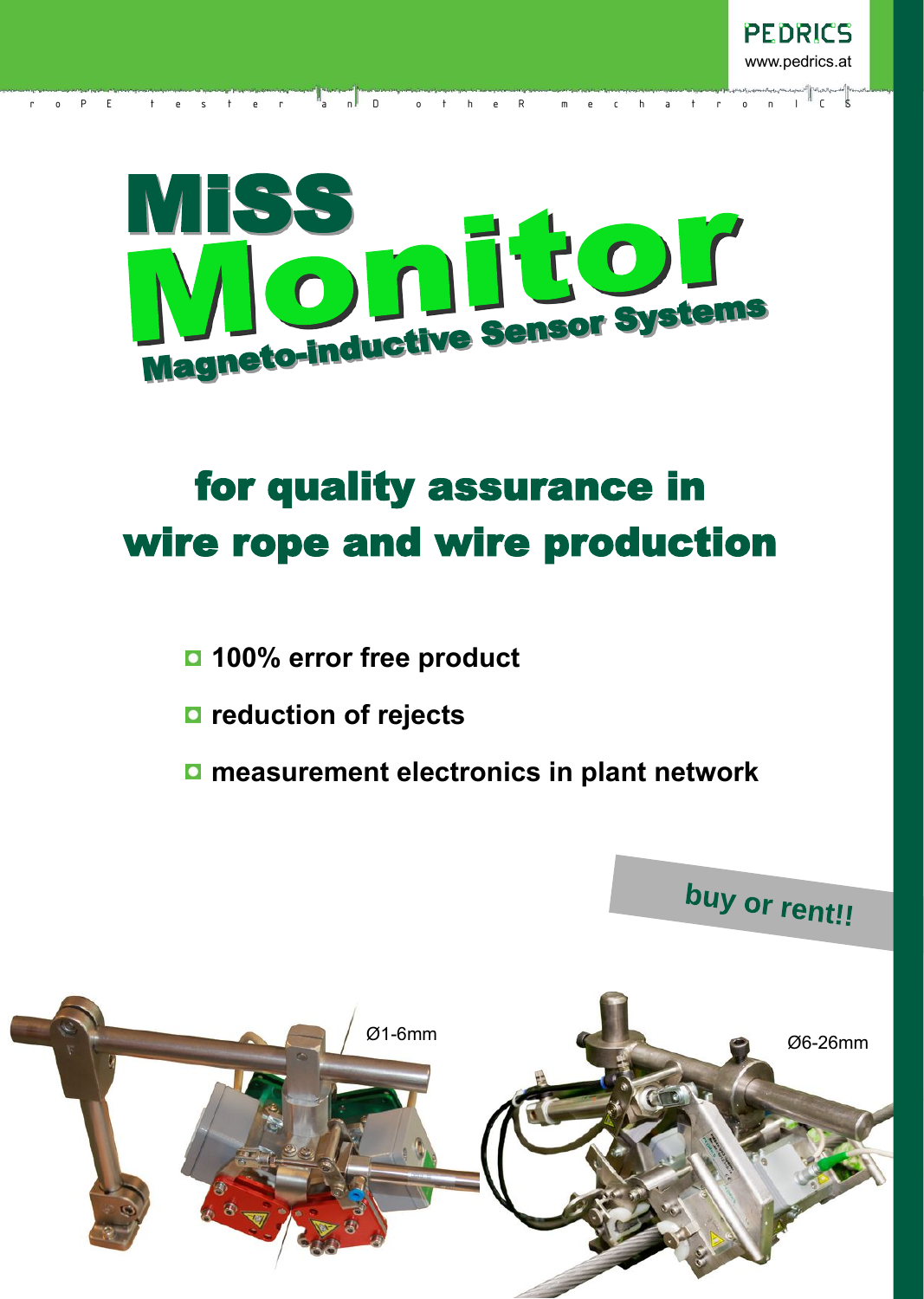PEDRICS
www.pedrics.at

ropE tester anD otheR mechatronICS

# MiSS Monitor

## Magneto-inductive Sensor Systems

## for quality assurance in wire rope and wire production

- 100% error free product
- reduction of rejects
- measurement electronics in plant network

**buy or rent!!**

Ø1-6mm

Ø6-26mm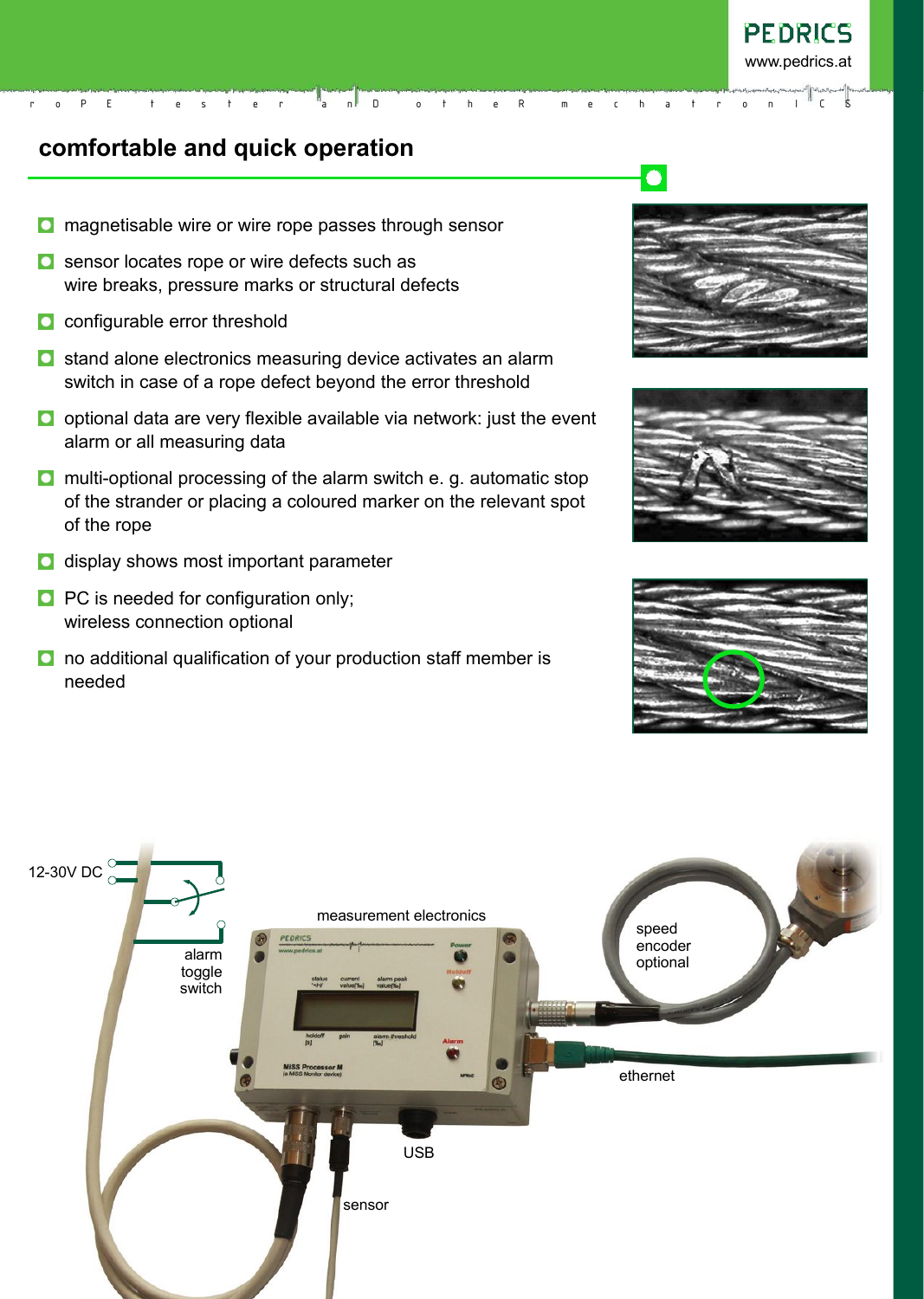## comfortable and quick operation

- magnetisable wire or wire rope passes through sensor
- sensor locates rope or wire defects such as wire breaks, pressure marks or structural defects
- configurable error threshold
- stand alone electronics measuring device activates an alarm switch in case of a rope defect beyond the error threshold
- optional data are very flexible available via network: just the event alarm or all measuring data
- multi-optional processing of the alarm switch e. g. automatic stop of the strander or placing a coloured marker on the relevant spot of the rope
- display shows most important parameter
- PC is needed for configuration only; wireless connection optional
- no additional qualification of your production staff member is needed

12-30V DC

alarm toggle switch

measurement electronics

speed encoder optional

ethernet

USB

sensor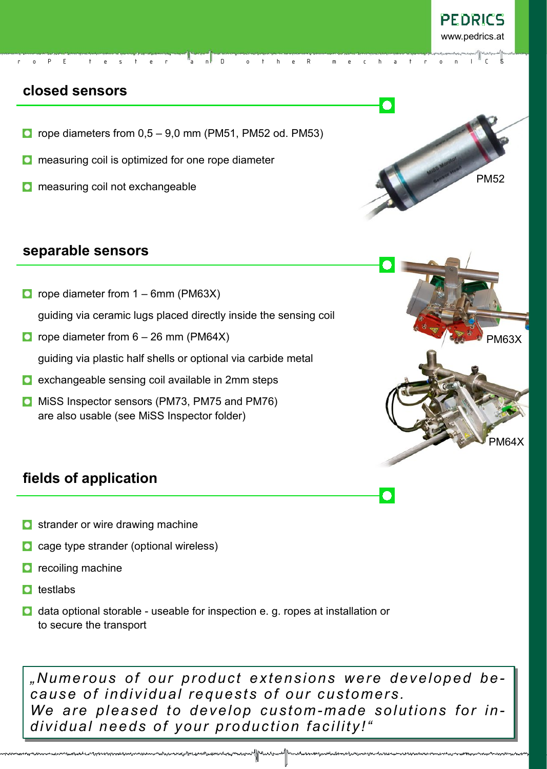## closed sensors

- rope diameters from 0,5 – 9,0 mm (PM51, PM52 od. PM53)
- measuring coil is optimized for one rope diameter
- measuring coil not exchangeable

PM52

## separable sensors

- rope diameter from 1 – 6mm (PM63X)

  guiding via ceramic lugs placed directly inside the sensing coil
- rope diameter from 6 – 26 mm (PM64X)

  guiding via plastic half shells or optional via carbide metal
- exchangeable sensing coil available in 2mm steps
- MiSS Inspector sensors (PM73, PM75 and PM76) are also usable (see MiSS Inspector folder)

PM63X

PM64X

## fields of application

- strander or wire drawing machine
- cage type strander (optional wireless)
- recoiling machine
- testlabs
- data optional storable - useable for inspection e. g. ropes at installation or to secure the transport

*„Numerous of our product extensions were developed because of individual requests of our customers. We are pleased to develop custom-made solutions for individual needs of your production facility!“*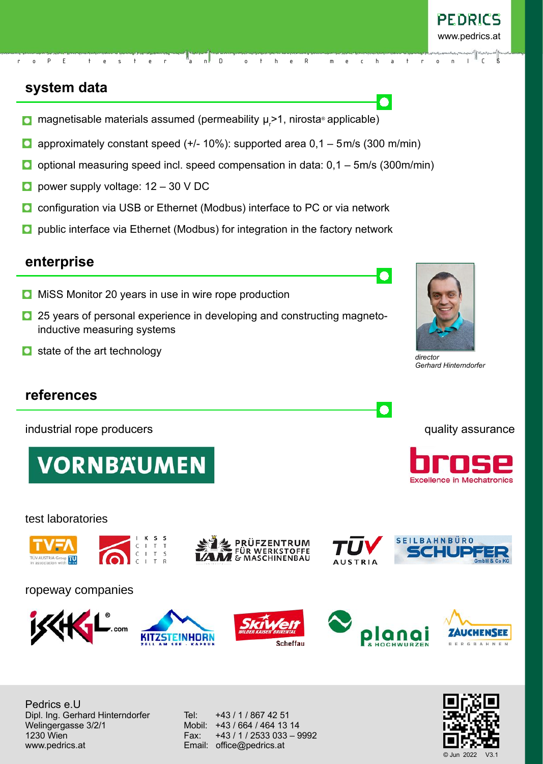## system data

- magnetisable materials assumed (permeability $\mu_r$>1, nirosta® applicable)
- approximately constant speed (+/- 10%): supported area 0,1 – 5m/s (300 m/min)
- optional measuring speed incl. speed compensation in data: 0,1 – 5m/s (300m/min)
- power supply voltage: 12 – 30 V DC
- configuration via USB or Ethernet (Modbus) interface to PC or via network
- public interface via Ethernet (Modbus) for integration in the factory network

## enterprise

- MiSS Monitor 20 years in use in wire rope production
- 25 years of personal experience in developing and constructing magneto-inductive measuring systems
- state of the art technology

*director*
*Gerhard Hinterndorfer*

## references

industrial rope producers

VORNBÄUMEN

quality assurance

brose
Excellence in Mechatronics

test laboratories

TVFA

PRÜFZENTRUM FÜR WERKSTOFFE & MASCHINENBAU

TÜV AUSTRIA

SEILBAHNBÜRO SCHUPFER GmbH & Co KG

ropeway companies

ISCHGL.com

KITZSTEINHORN ZELL AM SEE · KAPRUN

SkiWelt WILDER KAISER BRIXENTAL Scheffau

planai & HOCHWURZEN

ZAUCHENSEE BERGBAHNEN

Pedrics e.U
Dipl. Ing. Gerhard Hinterndorfer
Welingergasse 3/2/1
1230 Wien
www.pedrics.at

Tel: +43 / 1 / 867 42 51
Mobil: +43 / 664 / 464 13 14
Fax: +43 / 1 / 2533 033 – 9992
Email: office@pedrics.at

© Jun 2022 V3.1